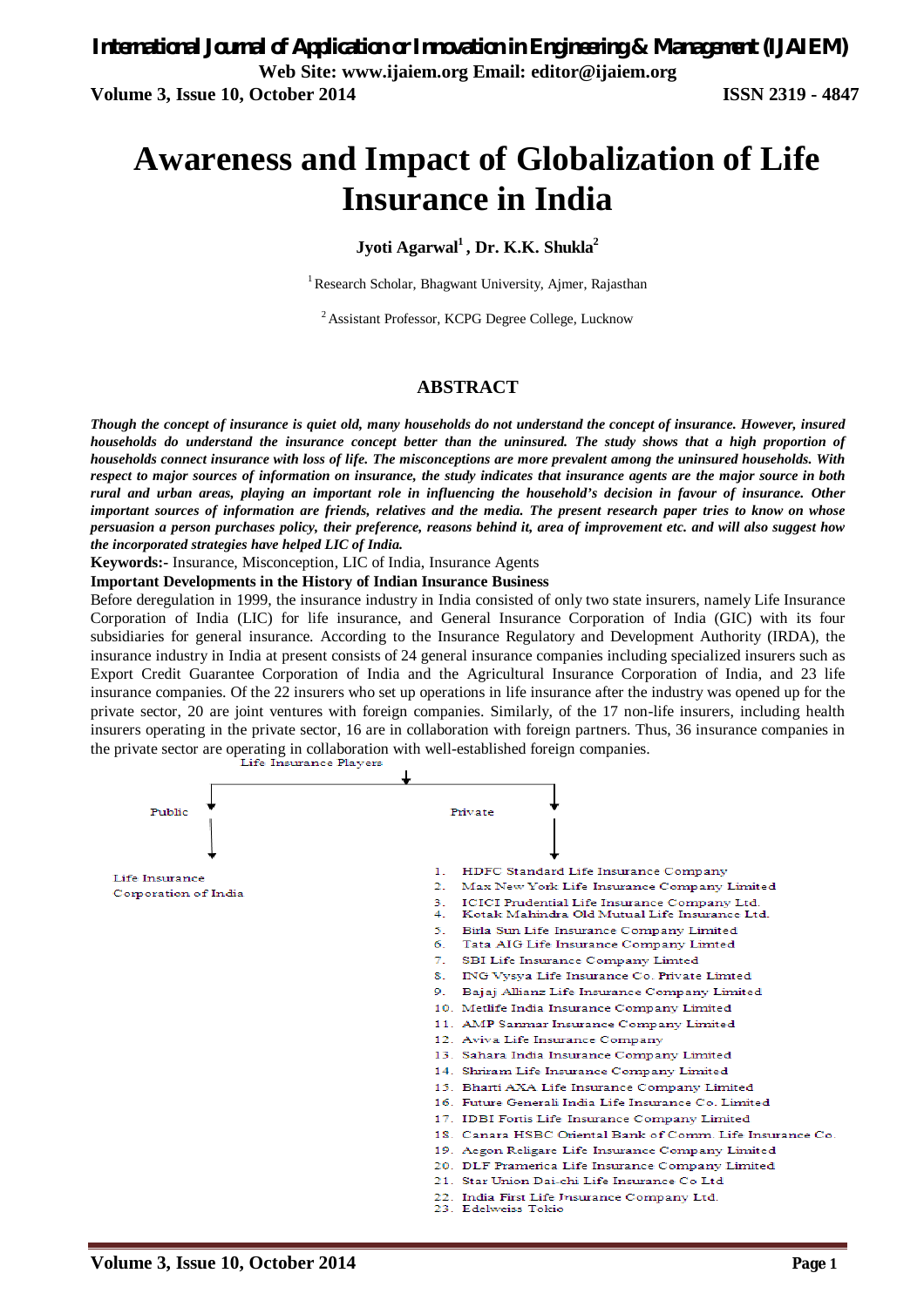# Awareness and Impact of Globalization of Life Insurance in India

**Jyoti Agarwal[1], Dr. K.K. Shukla[2]**

[1] Research Scholar, Bhagwant University, Ajmer, Rajasthan

[2] Assistant Professor, KCPG Degree College, Lucknow

## ABSTRACT

***Though the concept of insurance is quiet old, many households do not understand the concept of insurance. However, insured households do understand the insurance concept better than the uninsured. The study shows that a high proportion of households connect insurance with loss of life. The misconceptions are more prevalent among the uninsured households. With respect to major sources of information on insurance, the study indicates that insurance agents are the major source in both rural and urban areas, playing an important role in influencing the household's decision in favour of insurance. Other important sources of information are friends, relatives and the media. The present research paper tries to know on whose persuasion a person purchases policy, their preference, reasons behind it, area of improvement etc. and will also suggest how the incorporated strategies have helped LIC of India.***

**Keywords:-** Insurance, Misconception, LIC of India, Insurance Agents

**Important Developments in the History of Indian Insurance Business**

Before deregulation in 1999, the insurance industry in India consisted of only two state insurers, namely Life Insurance Corporation of India (LIC) for life insurance, and General Insurance Corporation of India (GIC) with its four subsidiaries for general insurance. According to the Insurance Regulatory and Development Authority (IRDA), the insurance industry in India at present consists of 24 general insurance companies including specialized insurers such as Export Credit Guarantee Corporation of India and the Agricultural Insurance Corporation of India, and 23 life insurance companies. Of the 22 insurers who set up operations in life insurance after the industry was opened up for the private sector, 20 are joint ventures with foreign companies. Similarly, of the 17 non-life insurers, including health insurers operating in the private sector, 16 are in collaboration with foreign partners. Thus, 36 insurance companies in the private sector are operating in collaboration with well-established foreign companies.

Life Insurance Players

- Public
  - Life Insurance Corporation of India
- Private
  1. HDFC Standard Life Insurance Company
  2. Max New York Life Insurance Company Limited
  3. ICICI Prudential Life Insurance Company Ltd.
  4. Kotak Mahindra Old Mutual Life Insurance Ltd.
  5. Birla Sun Life Insurance Company Limited
  6. Tata AIG Life Insurance Company Limted
  7. SBI Life Insurance Company Limted
  8. ING Vysya Life Insurance Co. Private Limted
  9. Bajaj Allianz Life Insurance Company Limited
  10. Metlife India Insurance Company Limited
  11. AMP Sanmar Insurance Company Limited
  12. Aviva Life Insurance Company
  13. Sahara India Insurance Company Limited
  14. Shriram Life Insurance Company Limited
  15. Bharti AXA Life Insurance Company Limited
  16. Future Generali India Life Insurance Co. Limited
  17. IDBI Fortis Life Insurance Company Limited
  18. Canara HSBC Oriental Bank of Comm. Life Insurance Co.
  19. Aegon Religare Life Insurance Company Limited
  20. DLF Pramerica Life Insurance Company Limited
  21. Star Union Dai-chi Life Insurance Co Ltd
  22. India First Life Insurance Company Ltd.
  23. Edelweiss Tokio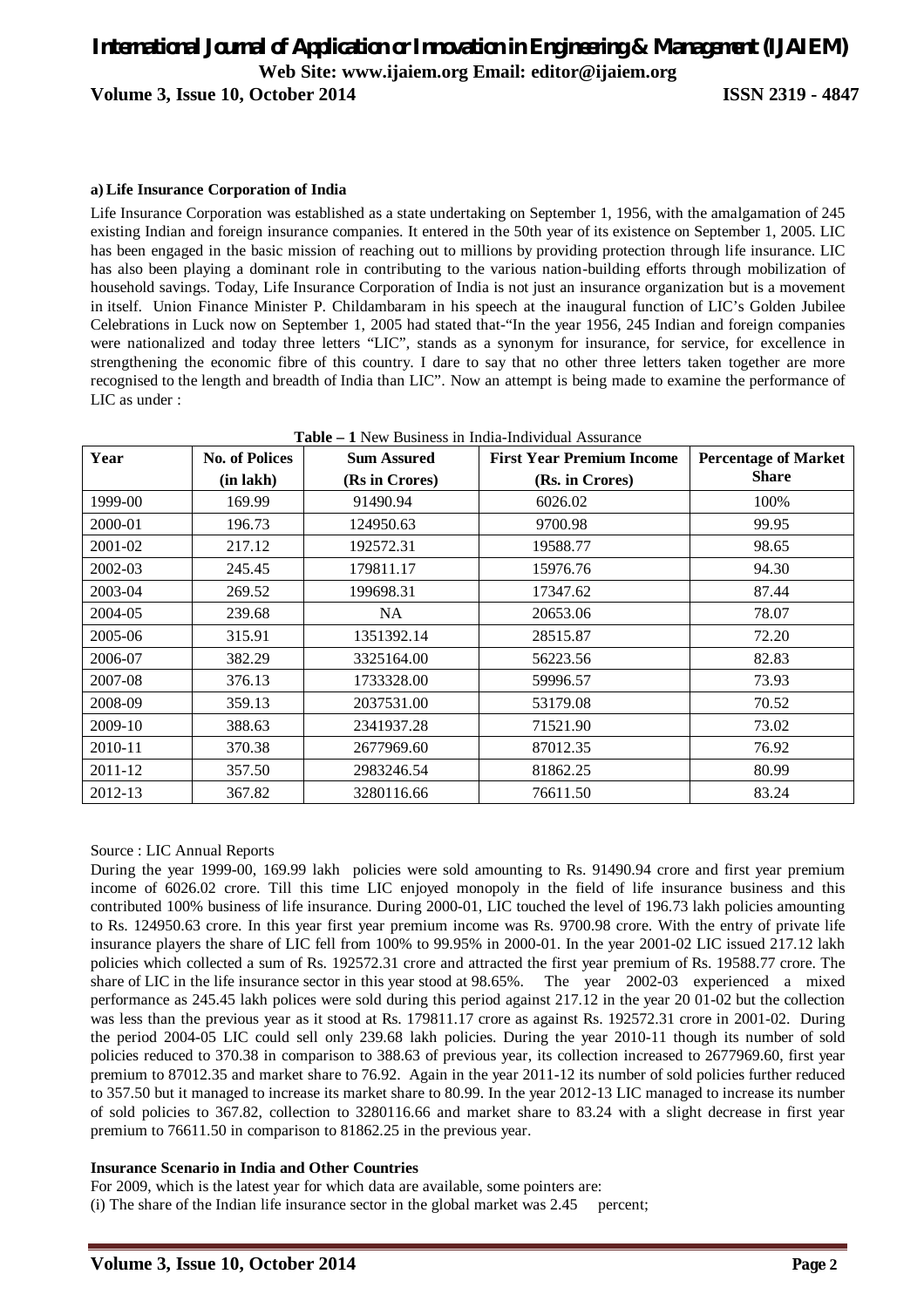### a) Life Insurance Corporation of India

Life Insurance Corporation was established as a state undertaking on September 1, 1956, with the amalgamation of 245 existing Indian and foreign insurance companies. It entered in the 50th year of its existence on September 1, 2005. LIC has been engaged in the basic mission of reaching out to millions by providing protection through life insurance. LIC has also been playing a dominant role in contributing to the various nation-building efforts through mobilization of household savings. Today, Life Insurance Corporation of India is not just an insurance organization but is a movement in itself. Union Finance Minister P. Childambaram in his speech at the inaugural function of LIC's Golden Jubilee Celebrations in Luck now on September 1, 2005 had stated that-"In the year 1956, 245 Indian and foreign companies were nationalized and today three letters "LIC", stands as a synonym for insurance, for service, for excellence in strengthening the economic fibre of this country. I dare to say that no other three letters taken together are more recognised to the length and breadth of India than LIC". Now an attempt is being made to examine the performance of LIC as under :

**Table – 1** New Business in India-Individual Assurance

| Year | No. of Polices (in lakh) | Sum Assured (Rs in Crores) | First Year Premium Income (Rs. in Crores) | Percentage of Market Share |
|---|---|---|---|---|
| 1999-00 | 169.99 | 91490.94 | 6026.02 | 100% |
| 2000-01 | 196.73 | 124950.63 | 9700.98 | 99.95 |
| 2001-02 | 217.12 | 192572.31 | 19588.77 | 98.65 |
| 2002-03 | 245.45 | 179811.17 | 15976.76 | 94.30 |
| 2003-04 | 269.52 | 199698.31 | 17347.62 | 87.44 |
| 2004-05 | 239.68 | NA | 20653.06 | 78.07 |
| 2005-06 | 315.91 | 1351392.14 | 28515.87 | 72.20 |
| 2006-07 | 382.29 | 3325164.00 | 56223.56 | 82.83 |
| 2007-08 | 376.13 | 1733328.00 | 59996.57 | 73.93 |
| 2008-09 | 359.13 | 2037531.00 | 53179.08 | 70.52 |
| 2009-10 | 388.63 | 2341937.28 | 71521.90 | 73.02 |
| 2010-11 | 370.38 | 2677969.60 | 87012.35 | 76.92 |
| 2011-12 | 357.50 | 2983246.54 | 81862.25 | 80.99 |
| 2012-13 | 367.82 | 3280116.66 | 76611.50 | 83.24 |

Source : LIC Annual Reports

During the year 1999-00, 169.99 lakh policies were sold amounting to Rs. 91490.94 crore and first year premium income of 6026.02 crore. Till this time LIC enjoyed monopoly in the field of life insurance business and this contributed 100% business of life insurance. During 2000-01, LIC touched the level of 196.73 lakh policies amounting to Rs. 124950.63 crore. In this year first year premium income was Rs. 9700.98 crore. With the entry of private life insurance players the share of LIC fell from 100% to 99.95% in 2000-01. In the year 2001-02 LIC issued 217.12 lakh policies which collected a sum of Rs. 192572.31 crore and attracted the first year premium of Rs. 19588.77 crore. The share of LIC in the life insurance sector in this year stood at 98.65%. The year 2002-03 experienced a mixed performance as 245.45 lakh polices were sold during this period against 217.12 in the year 20 01-02 but the collection was less than the previous year as it stood at Rs. 179811.17 crore as against Rs. 192572.31 crore in 2001-02. During the period 2004-05 LIC could sell only 239.68 lakh policies. During the year 2010-11 though its number of sold policies reduced to 370.38 in comparison to 388.63 of previous year, its collection increased to 2677969.60, first year premium to 87012.35 and market share to 76.92. Again in the year 2011-12 its number of sold policies further reduced to 357.50 but it managed to increase its market share to 80.99. In the year 2012-13 LIC managed to increase its number of sold policies to 367.82, collection to 3280116.66 and market share to 83.24 with a slight decrease in first year premium to 76611.50 in comparison to 81862.25 in the previous year.

### Insurance Scenario in India and Other Countries

For 2009, which is the latest year for which data are available, some pointers are:

(i) The share of the Indian life insurance sector in the global market was 2.45 percent;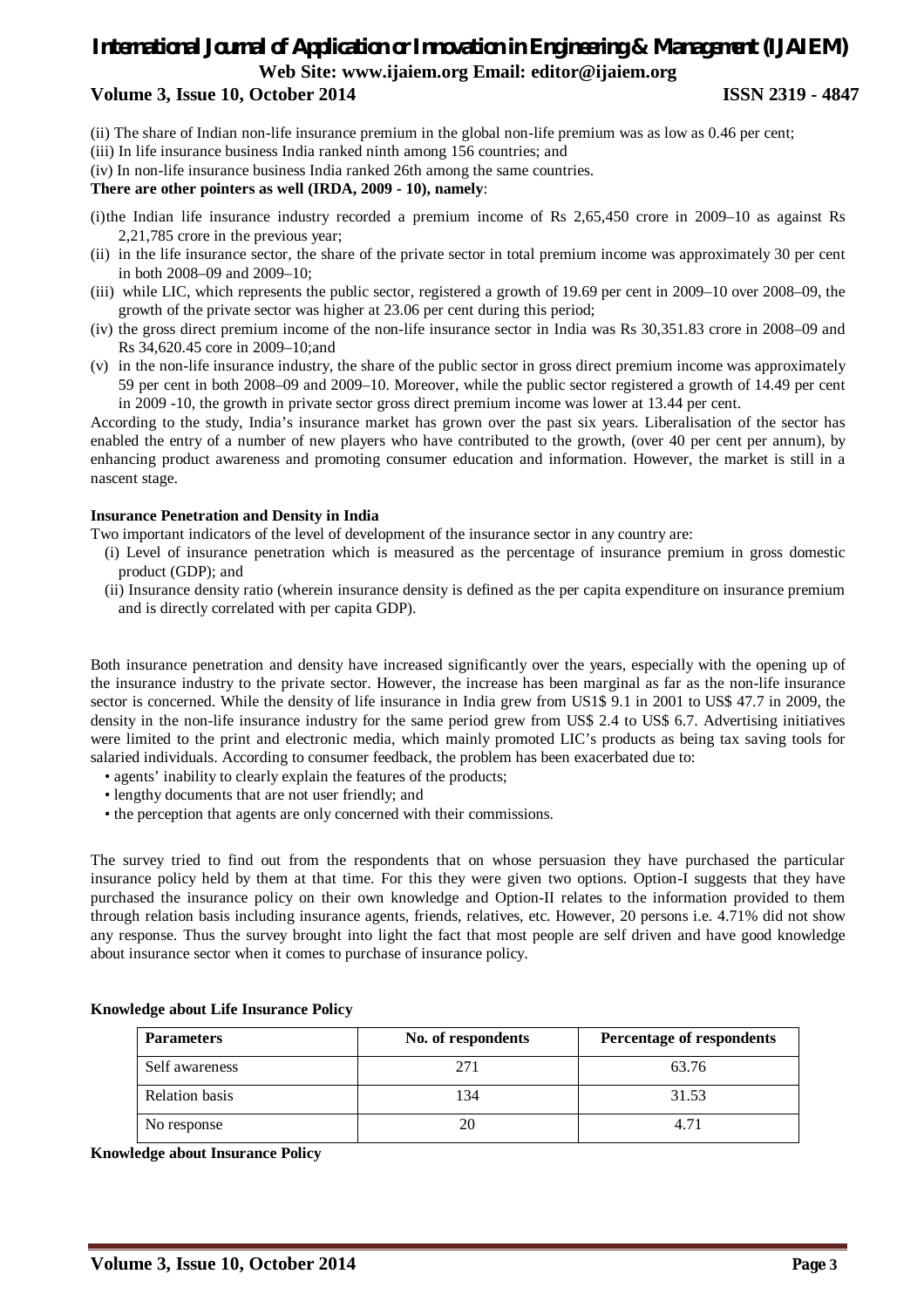(ii) The share of Indian non-life insurance premium in the global non-life premium was as low as 0.46 per cent;

(iii) In life insurance business India ranked ninth among 156 countries; and

(iv) In non-life insurance business India ranked 26th among the same countries.

**There are other pointers as well (IRDA, 2009 - 10), namely**:

(i) the Indian life insurance industry recorded a premium income of Rs 2,65,450 crore in 2009–10 as against Rs 2,21,785 crore in the previous year;

(ii) in the life insurance sector, the share of the private sector in total premium income was approximately 30 per cent in both 2008–09 and 2009–10;

(iii) while LIC, which represents the public sector, registered a growth of 19.69 per cent in 2009–10 over 2008–09, the growth of the private sector was higher at 23.06 per cent during this period;

(iv) the gross direct premium income of the non-life insurance sector in India was Rs 30,351.83 crore in 2008–09 and Rs 34,620.45 core in 2009–10;and

(v) in the non-life insurance industry, the share of the public sector in gross direct premium income was approximately 59 per cent in both 2008–09 and 2009–10. Moreover, while the public sector registered a growth of 14.49 per cent in 2009 -10, the growth in private sector gross direct premium income was lower at 13.44 per cent.

According to the study, India's insurance market has grown over the past six years. Liberalisation of the sector has enabled the entry of a number of new players who have contributed to the growth, (over 40 per cent per annum), by enhancing product awareness and promoting consumer education and information. However, the market is still in a nascent stage.

**Insurance Penetration and Density in India**

Two important indicators of the level of development of the insurance sector in any country are:

(i) Level of insurance penetration which is measured as the percentage of insurance premium in gross domestic product (GDP); and

(ii) Insurance density ratio (wherein insurance density is defined as the per capita expenditure on insurance premium and is directly correlated with per capita GDP).

Both insurance penetration and density have increased significantly over the years, especially with the opening up of the insurance industry to the private sector. However, the increase has been marginal as far as the non-life insurance sector is concerned. While the density of life insurance in India grew from US1$ 9.1 in 2001 to US$ 47.7 in 2009, the density in the non-life insurance industry for the same period grew from US$ 2.4 to US$ 6.7. Advertising initiatives were limited to the print and electronic media, which mainly promoted LIC's products as being tax saving tools for salaried individuals. According to consumer feedback, the problem has been exacerbated due to:

- agents' inability to clearly explain the features of the products;
- lengthy documents that are not user friendly; and
- the perception that agents are only concerned with their commissions.

The survey tried to find out from the respondents that on whose persuasion they have purchased the particular insurance policy held by them at that time. For this they were given two options. Option-I suggests that they have purchased the insurance policy on their own knowledge and Option-II relates to the information provided to them through relation basis including insurance agents, friends, relatives, etc. However, 20 persons i.e. 4.71% did not show any response. Thus the survey brought into light the fact that most people are self driven and have good knowledge about insurance sector when it comes to purchase of insurance policy.

**Knowledge about Life Insurance Policy**

| Parameters | No. of respondents | Percentage of respondents |
|---|---|---|
| Self awareness | 271 | 63.76 |
| Relation basis | 134 | 31.53 |
| No response | 20 | 4.71 |

**Knowledge about Insurance Policy**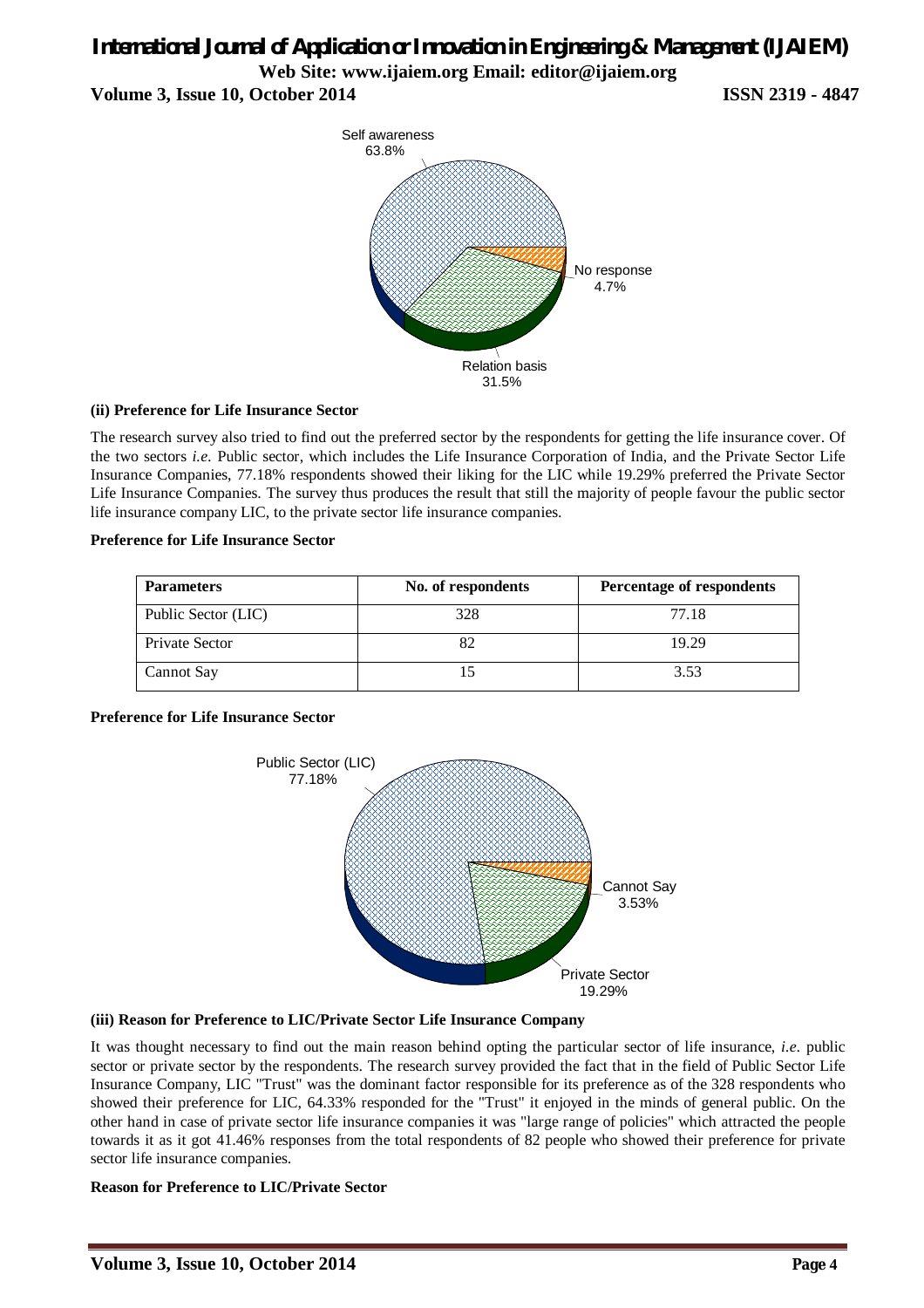Self awareness 63.8%

No response 4.7%

Relation basis 31.5%

**(ii) Preference for Life Insurance Sector**

The research survey also tried to find out the preferred sector by the respondents for getting the life insurance cover. Of the two sectors *i.e.* Public sector, which includes the Life Insurance Corporation of India, and the Private Sector Life Insurance Companies, 77.18% respondents showed their liking for the LIC while 19.29% preferred the Private Sector Life Insurance Companies. The survey thus produces the result that still the majority of people favour the public sector life insurance company LIC, to the private sector life insurance companies.

**Preference for Life Insurance Sector**

| Parameters | No. of respondents | Percentage of respondents |
|---|---|---|
| Public Sector (LIC) | 328 | 77.18 |
| Private Sector | 82 | 19.29 |
| Cannot Say | 15 | 3.53 |

**Preference for Life Insurance Sector**

Public Sector (LIC) 77.18%

Cannot Say 3.53%

Private Sector 19.29%

**(iii) Reason for Preference to LIC/Private Sector Life Insurance Company**

It was thought necessary to find out the main reason behind opting the particular sector of life insurance, *i.e.* public sector or private sector by the respondents. The research survey provided the fact that in the field of Public Sector Life Insurance Company, LIC "Trust" was the dominant factor responsible for its preference as of the 328 respondents who showed their preference for LIC, 64.33% responded for the "Trust" it enjoyed in the minds of general public. On the other hand in case of private sector life insurance companies it was "large range of policies" which attracted the people towards it as it got 41.46% responses from the total respondents of 82 people who showed their preference for private sector life insurance companies.

**Reason for Preference to LIC/Private Sector**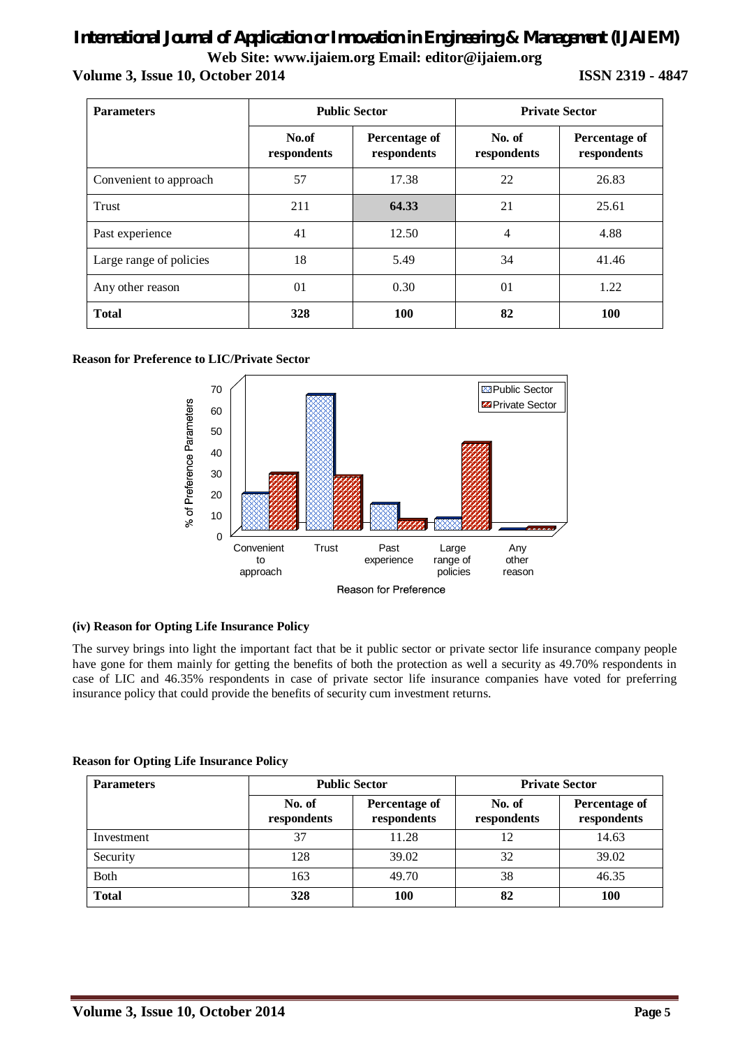| Parameters | Public Sector | | Private Sector | |
|---|---|---|---|---|
| | No.of respondents | Percentage of respondents | No. of respondents | Percentage of respondents |
| Convenient to approach | 57 | 17.38 | 22 | 26.83 |
| Trust | 211 | **64.33** | 21 | 25.61 |
| Past experience | 41 | 12.50 | 4 | 4.88 |
| Large range of policies | 18 | 5.49 | 34 | 41.46 |
| Any other reason | 01 | 0.30 | 01 | 1.22 |
| **Total** | **328** | **100** | **82** | **100** |

**Reason for Preference to LIC/Private Sector**

**(iv) Reason for Opting Life Insurance Policy**

The survey brings into light the important fact that be it public sector or private sector life insurance company people have gone for them mainly for getting the benefits of both the protection as well a security as 49.70% respondents in case of LIC and 46.35% respondents in case of private sector life insurance companies have voted for preferring insurance policy that could provide the benefits of security cum investment returns.

**Reason for Opting Life Insurance Policy**

| Parameters | Public Sector | | Private Sector | |
|---|---|---|---|---|
| | No. of respondents | Percentage of respondents | No. of respondents | Percentage of respondents |
| Investment | 37 | 11.28 | 12 | 14.63 |
| Security | 128 | 39.02 | 32 | 39.02 |
| Both | 163 | 49.70 | 38 | 46.35 |
| **Total** | **328** | **100** | **82** | **100** |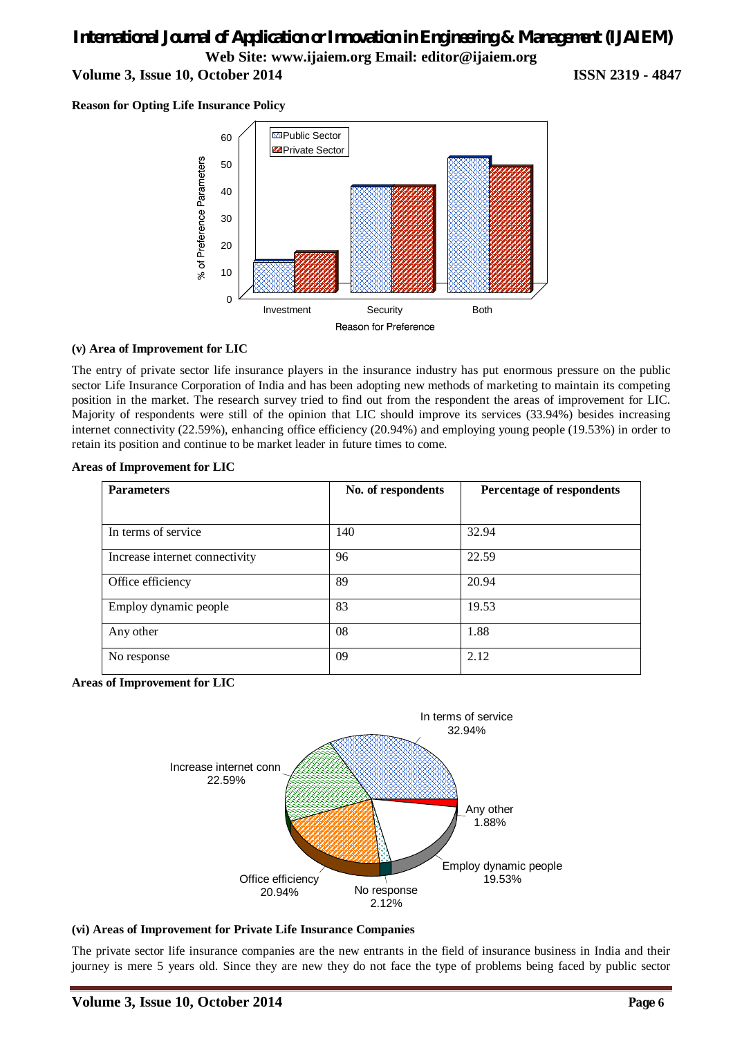**Reason for Opting Life Insurance Policy**

**(v) Area of Improvement for LIC**

The entry of private sector life insurance players in the insurance industry has put enormous pressure on the public sector Life Insurance Corporation of India and has been adopting new methods of marketing to maintain its competing position in the market. The research survey tried to find out from the respondent the areas of improvement for LIC. Majority of respondents were still of the opinion that LIC should improve its services (33.94%) besides increasing internet connectivity (22.59%), enhancing office efficiency (20.94%) and employing young people (19.53%) in order to retain its position and continue to be market leader in future times to come.

**Areas of Improvement for LIC**

| Parameters | No. of respondents | Percentage of respondents |
|---|---|---|
| In terms of service | 140 | 32.94 |
| Increase internet connectivity | 96 | 22.59 |
| Office efficiency | 89 | 20.94 |
| Employ dynamic people | 83 | 19.53 |
| Any other | 08 | 1.88 |
| No response | 09 | 2.12 |

**Areas of Improvement for LIC**

**(vi) Areas of Improvement for Private Life Insurance Companies**

The private sector life insurance companies are the new entrants in the field of insurance business in India and their journey is mere 5 years old. Since they are new they do not face the type of problems being faced by public sector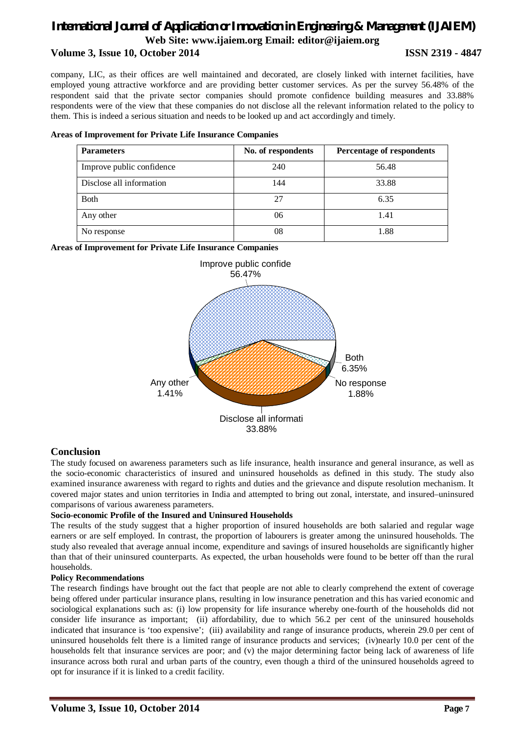company, LIC, as their offices are well maintained and decorated, are closely linked with internet facilities, have employed young attractive workforce and are providing better customer services. As per the survey 56.48% of the respondent said that the private sector companies should promote confidence building measures and 33.88% respondents were of the view that these companies do not disclose all the relevant information related to the policy to them. This is indeed a serious situation and needs to be looked up and act accordingly and timely.

**Areas of Improvement for Private Life Insurance Companies**

| Parameters | No. of respondents | Percentage of respondents |
|---|---|---|
| Improve public confidence | 240 | 56.48 |
| Disclose all information | 144 | 33.88 |
| Both | 27 | 6.35 |
| Any other | 06 | 1.41 |
| No response | 08 | 1.88 |

**Areas of Improvement for Private Life Insurance Companies**

Improve public confide 56.47%
Both 6.35%
No response 1.88%
Any other 1.41%
Disclose all informati 33.88%

## Conclusion

The study focused on awareness parameters such as life insurance, health insurance and general insurance, as well as the socio-economic characteristics of insured and uninsured households as defined in this study. The study also examined insurance awareness with regard to rights and duties and the grievance and dispute resolution mechanism. It covered major states and union territories in India and attempted to bring out zonal, interstate, and insured–uninsured comparisons of various awareness parameters.

**Socio-economic Profile of the Insured and Uninsured Households**

The results of the study suggest that a higher proportion of insured households are both salaried and regular wage earners or are self employed. In contrast, the proportion of labourers is greater among the uninsured households. The study also revealed that average annual income, expenditure and savings of insured households are significantly higher than that of their uninsured counterparts. As expected, the urban households were found to be better off than the rural households.

**Policy Recommendations**

The research findings have brought out the fact that people are not able to clearly comprehend the extent of coverage being offered under particular insurance plans, resulting in low insurance penetration and this has varied economic and sociological explanations such as: (i) low propensity for life insurance whereby one-fourth of the households did not consider life insurance as important; (ii) affordability, due to which 56.2 per cent of the uninsured households indicated that insurance is 'too expensive'; (iii) availability and range of insurance products, wherein 29.0 per cent of uninsured households felt there is a limited range of insurance products and services; (iv)nearly 10.0 per cent of the households felt that insurance services are poor; and (v) the major determining factor being lack of awareness of life insurance across both rural and urban parts of the country, even though a third of the uninsured households agreed to opt for insurance if it is linked to a credit facility.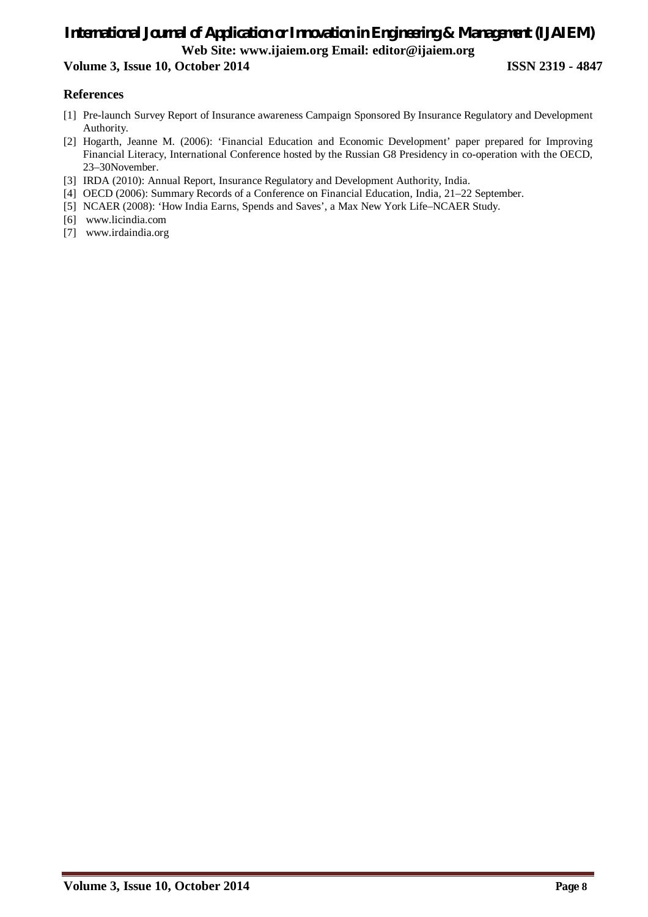## References

[1] Pre-launch Survey Report of Insurance awareness Campaign Sponsored By Insurance Regulatory and Development Authority.

[2] Hogarth, Jeanne M. (2006): 'Financial Education and Economic Development' paper prepared for Improving Financial Literacy, International Conference hosted by the Russian G8 Presidency in co-operation with the OECD, 23–30November.

[3] IRDA (2010): Annual Report, Insurance Regulatory and Development Authority, India.

[4] OECD (2006): Summary Records of a Conference on Financial Education, India, 21–22 September.

[5] NCAER (2008): 'How India Earns, Spends and Saves', a Max New York Life–NCAER Study.

[6] www.licindia.com

[7] www.irdaindia.org